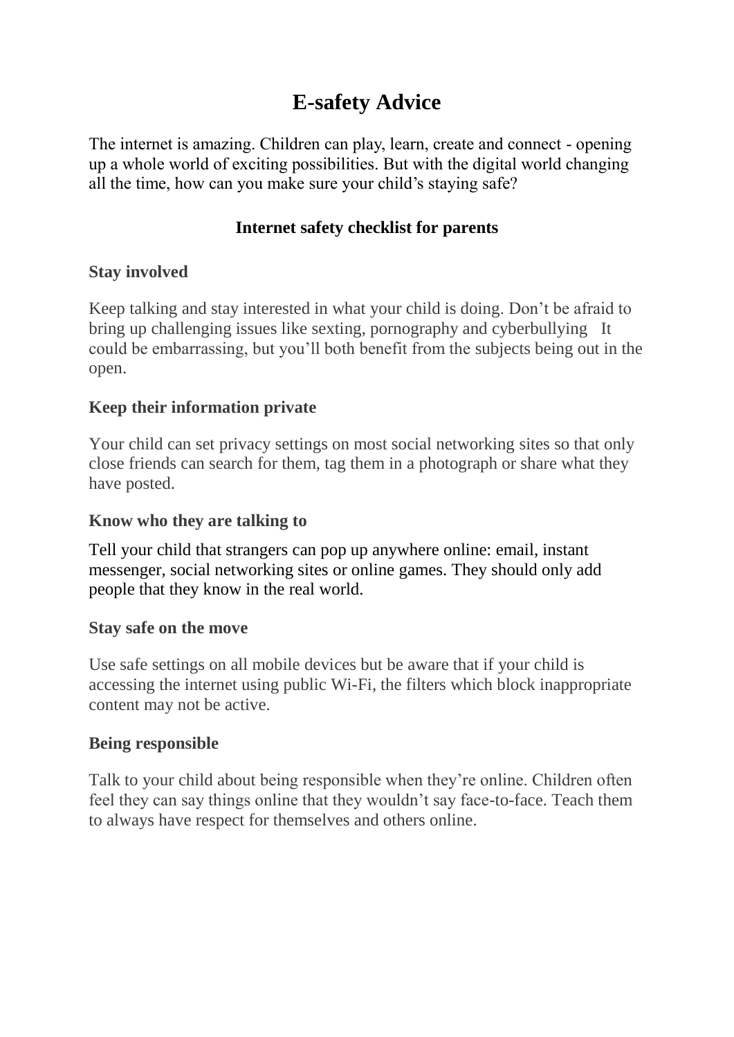# E-safety Advice

The internet is amazing. Children can play, learn, create and connect - opening up a whole world of exciting possibilities. But with the digital world changing all the time, how can you make sure your child's staying safe?

## Internet safety checklist for parents

### Stay involved

Keep talking and stay interested in what your child is doing. Don't be afraid to bring up challenging issues like sexting, pornography and cyberbullying It could be embarrassing, but you'll both benefit from the subjects being out in the open.

### Keep their information private

Your child can set privacy settings on most social networking sites so that only close friends can search for them, tag them in a photograph or share what they have posted.

### Know who they are talking to

Tell your child that strangers can pop up anywhere online: email, instant messenger, social networking sites or online games. They should only add people that they know in the real world.

### Stay safe on the move

Use safe settings on all mobile devices but be aware that if your child is accessing the internet using public Wi-Fi, the filters which block inappropriate content may not be active.

### Being responsible

Talk to your child about being responsible when they're online. Children often feel they can say things online that they wouldn't say face-to-face. Teach them to always have respect for themselves and others online.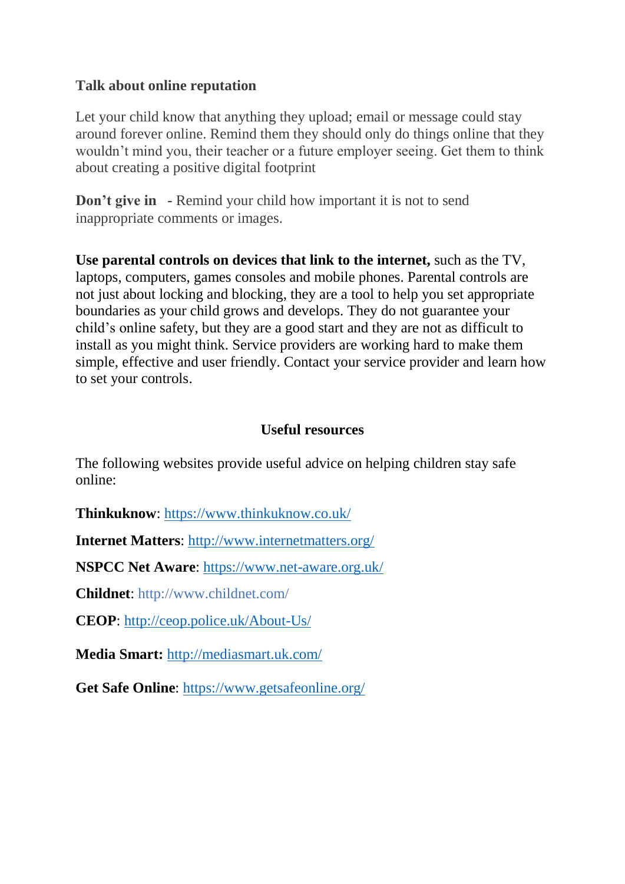**Talk about online reputation**

Let your child know that anything they upload; email or message could stay around forever online. Remind them they should only do things online that they wouldn't mind you, their teacher or a future employer seeing. Get them to think about creating a positive digital footprint

**Don't give in** - Remind your child how important it is not to send inappropriate comments or images.

**Use parental controls on devices that link to the internet,** such as the TV, laptops, computers, games consoles and mobile phones. Parental controls are not just about locking and blocking, they are a tool to help you set appropriate boundaries as your child grows and develops. They do not guarantee your child's online safety, but they are a good start and they are not as difficult to install as you might think. Service providers are working hard to make them simple, effective and user friendly. Contact your service provider and learn how to set your controls.

## Useful resources

The following websites provide useful advice on helping children stay safe online:

**Thinkuknow**: https://www.thinkuknow.co.uk/

**Internet Matters**: http://www.internetmatters.org/

**NSPCC Net Aware**: https://www.net-aware.org.uk/

**Childnet**: http://www.childnet.com/

**CEOP**: http://ceop.police.uk/About-Us/

**Media Smart:** http://mediasmart.uk.com/

**Get Safe Online**: https://www.getsafeonline.org/